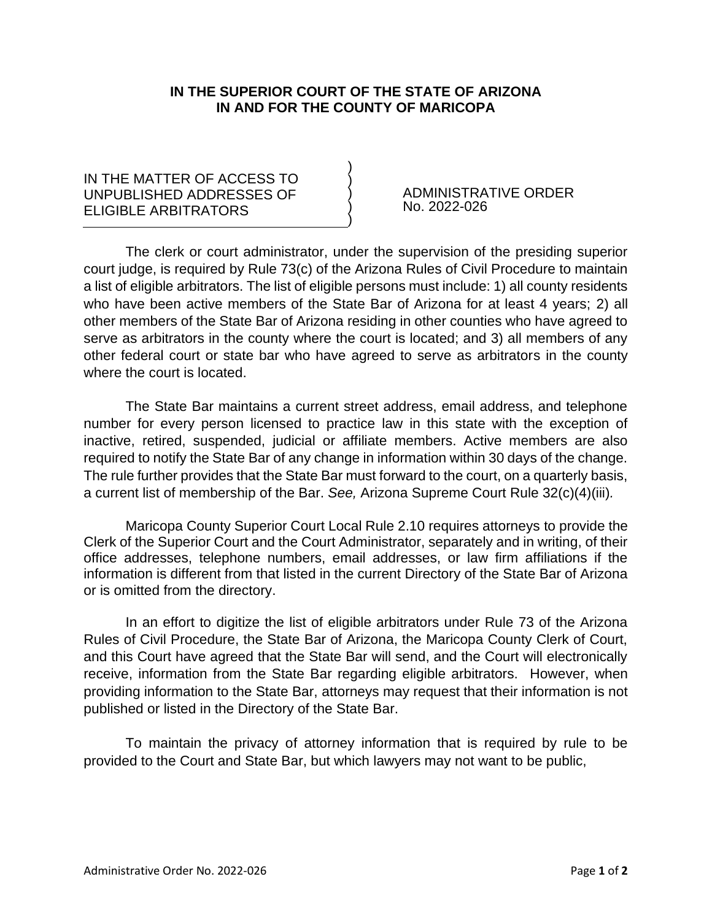**IN THE SUPERIOR COURT OF THE STATE OF ARIZONA**
**IN AND FOR THE COUNTY OF MARICOPA**

| IN THE MATTER OF ACCESS TO UNPUBLISHED ADDRESSES OF ELIGIBLE ARBITRATORS | ADMINISTRATIVE ORDER No. 2022-026 |
| --- | --- |

The clerk or court administrator, under the supervision of the presiding superior court judge, is required by Rule 73(c) of the Arizona Rules of Civil Procedure to maintain a list of eligible arbitrators. The list of eligible persons must include: 1) all county residents who have been active members of the State Bar of Arizona for at least 4 years; 2) all other members of the State Bar of Arizona residing in other counties who have agreed to serve as arbitrators in the county where the court is located; and 3) all members of any other federal court or state bar who have agreed to serve as arbitrators in the county where the court is located.

The State Bar maintains a current street address, email address, and telephone number for every person licensed to practice law in this state with the exception of inactive, retired, suspended, judicial or affiliate members. Active members are also required to notify the State Bar of any change in information within 30 days of the change. The rule further provides that the State Bar must forward to the court, on a quarterly basis, a current list of membership of the Bar. *See,* Arizona Supreme Court Rule 32(c)(4)(iii).

Maricopa County Superior Court Local Rule 2.10 requires attorneys to provide the Clerk of the Superior Court and the Court Administrator, separately and in writing, of their office addresses, telephone numbers, email addresses, or law firm affiliations if the information is different from that listed in the current Directory of the State Bar of Arizona or is omitted from the directory.

In an effort to digitize the list of eligible arbitrators under Rule 73 of the Arizona Rules of Civil Procedure, the State Bar of Arizona, the Maricopa County Clerk of Court, and this Court have agreed that the State Bar will send, and the Court will electronically receive, information from the State Bar regarding eligible arbitrators. However, when providing information to the State Bar, attorneys may request that their information is not published or listed in the Directory of the State Bar.

To maintain the privacy of attorney information that is required by rule to be provided to the Court and State Bar, but which lawyers may not want to be public,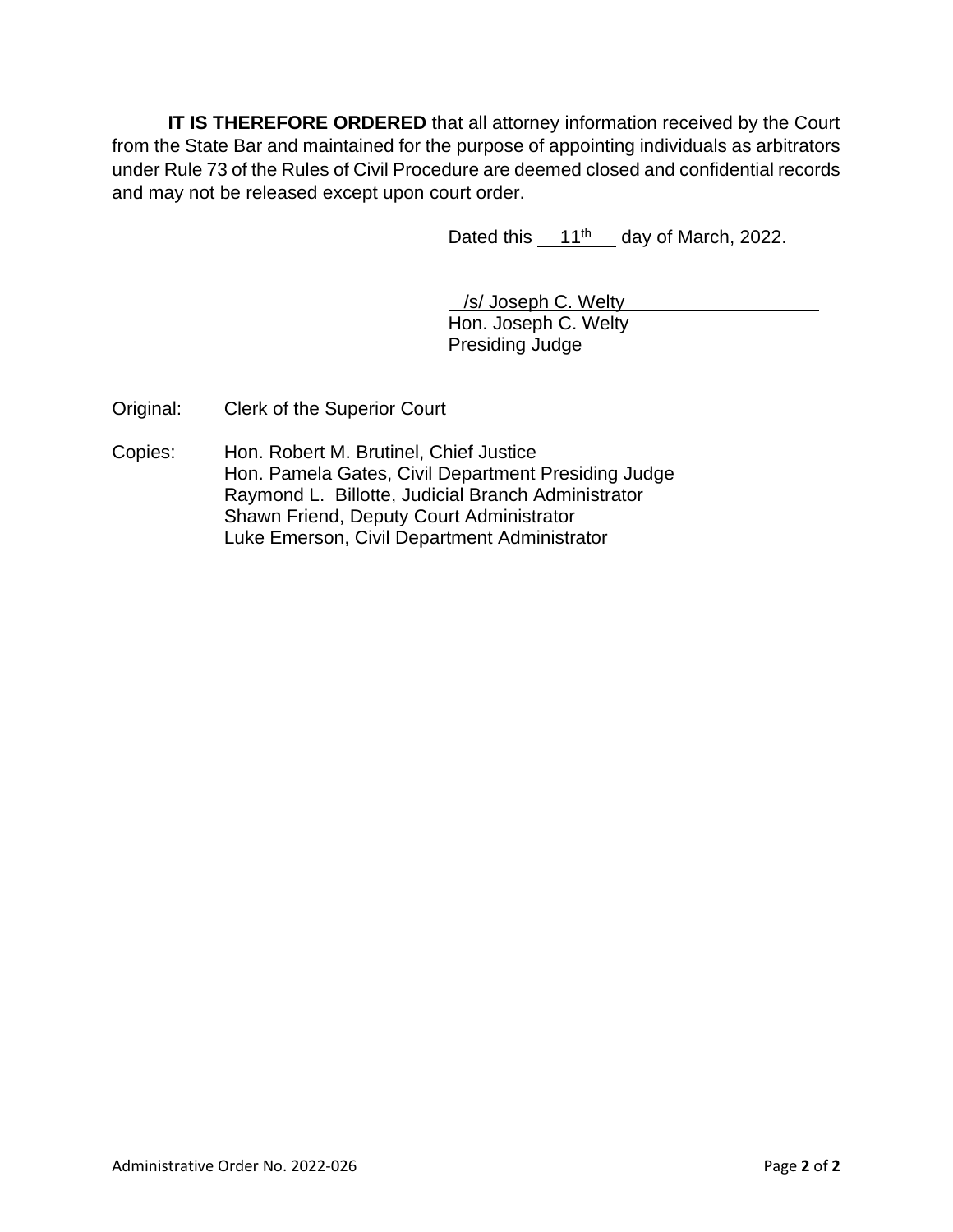**IT IS THEREFORE ORDERED** that all attorney information received by the Court from the State Bar and maintained for the purpose of appointing individuals as arbitrators under Rule 73 of the Rules of Civil Procedure are deemed closed and confidential records and may not be released except upon court order.

Dated this 11th day of March, 2022.

/s/ Joseph C. Welty
Hon. Joseph C. Welty
Presiding Judge

Original: Clerk of the Superior Court

Copies: Hon. Robert M. Brutinel, Chief Justice
Hon. Pamela Gates, Civil Department Presiding Judge
Raymond L. Billotte, Judicial Branch Administrator
Shawn Friend, Deputy Court Administrator
Luke Emerson, Civil Department Administrator